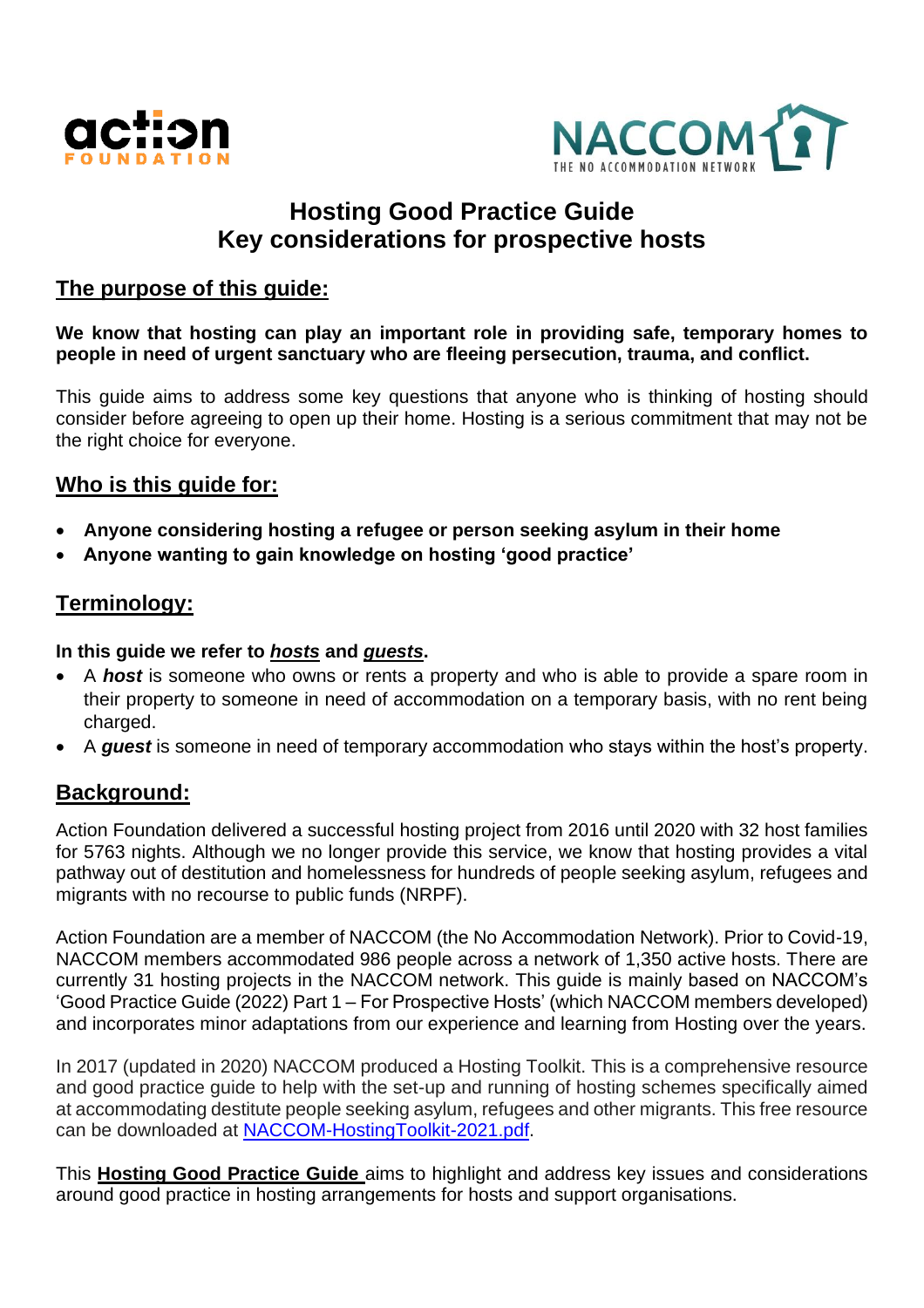# Hosting Good Practice Guide
# Key considerations for prospective hosts

## The purpose of this guide:

**We know that hosting can play an important role in providing safe, temporary homes to people in need of urgent sanctuary who are fleeing persecution, trauma, and conflict.**

This guide aims to address some key questions that anyone who is thinking of hosting should consider before agreeing to open up their home. Hosting is a serious commitment that may not be the right choice for everyone.

## Who is this guide for:

- **Anyone considering hosting a refugee or person seeking asylum in their home**
- **Anyone wanting to gain knowledge on hosting 'good practice'**

## Terminology:

**In this guide we refer to *hosts* and *guests*.**

- A ***host*** is someone who owns or rents a property and who is able to provide a spare room in their property to someone in need of accommodation on a temporary basis, with no rent being charged.
- A ***guest*** is someone in need of temporary accommodation who stays within the host's property.

## Background:

Action Foundation delivered a successful hosting project from 2016 until 2020 with 32 host families for 5763 nights. Although we no longer provide this service, we know that hosting provides a vital pathway out of destitution and homelessness for hundreds of people seeking asylum, refugees and migrants with no recourse to public funds (NRPF).

Action Foundation are a member of NACCOM (the No Accommodation Network). Prior to Covid-19, NACCOM members accommodated 986 people across a network of 1,350 active hosts. There are currently 31 hosting projects in the NACCOM network. This guide is mainly based on NACCOM's 'Good Practice Guide (2022) Part 1 – For Prospective Hosts' (which NACCOM members developed) and incorporates minor adaptations from our experience and learning from Hosting over the years.

In 2017 (updated in 2020) NACCOM produced a Hosting Toolkit. This is a comprehensive resource and good practice guide to help with the set-up and running of hosting schemes specifically aimed at accommodating destitute people seeking asylum, refugees and other migrants. This free resource can be downloaded at NACCOM-HostingToolkit-2021.pdf.

This **Hosting Good Practice Guide** aims to highlight and address key issues and considerations around good practice in hosting arrangements for hosts and support organisations.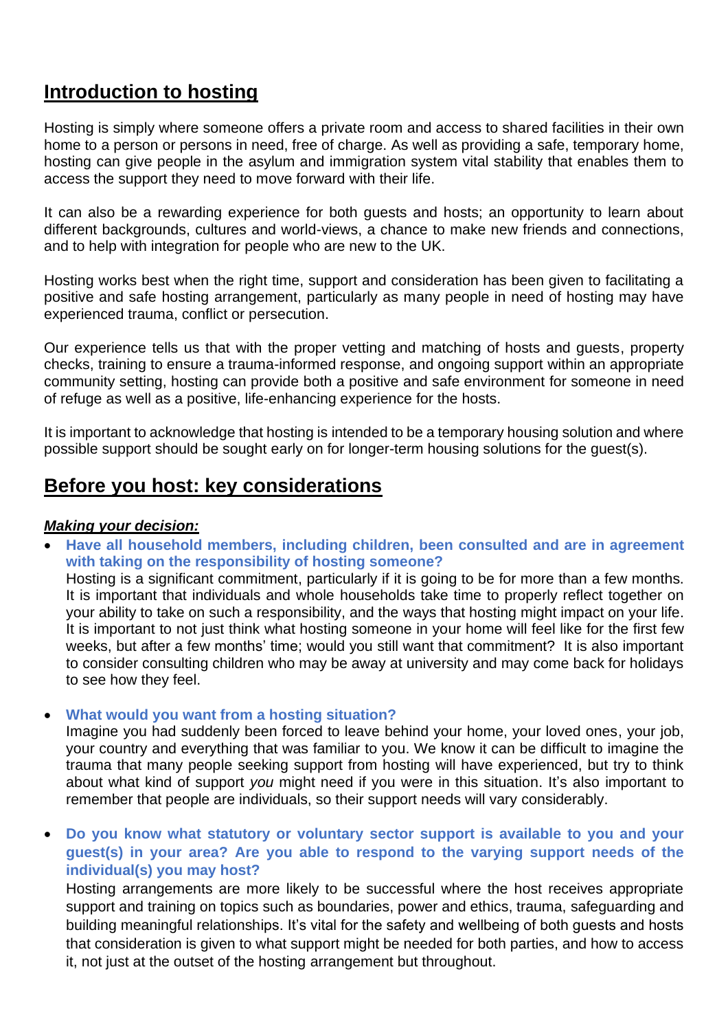## Introduction to hosting

Hosting is simply where someone offers a private room and access to shared facilities in their own home to a person or persons in need, free of charge. As well as providing a safe, temporary home, hosting can give people in the asylum and immigration system vital stability that enables them to access the support they need to move forward with their life.

It can also be a rewarding experience for both guests and hosts; an opportunity to learn about different backgrounds, cultures and world-views, a chance to make new friends and connections, and to help with integration for people who are new to the UK.

Hosting works best when the right time, support and consideration has been given to facilitating a positive and safe hosting arrangement, particularly as many people in need of hosting may have experienced trauma, conflict or persecution.

Our experience tells us that with the proper vetting and matching of hosts and guests, property checks, training to ensure a trauma-informed response, and ongoing support within an appropriate community setting, hosting can provide both a positive and safe environment for someone in need of refuge as well as a positive, life-enhancing experience for the hosts.

It is important to acknowledge that hosting is intended to be a temporary housing solution and where possible support should be sought early on for longer-term housing solutions for the guest(s).

## Before you host: key considerations

***Making your decision:***

- **Have all household members, including children, been consulted and are in agreement with taking on the responsibility of hosting someone?**
  Hosting is a significant commitment, particularly if it is going to be for more than a few months. It is important that individuals and whole households take time to properly reflect together on your ability to take on such a responsibility, and the ways that hosting might impact on your life. It is important to not just think what hosting someone in your home will feel like for the first few weeks, but after a few months' time; would you still want that commitment? It is also important to consider consulting children who may be away at university and may come back for holidays to see how they feel.

- **What would you want from a hosting situation?**
  Imagine you had suddenly been forced to leave behind your home, your loved ones, your job, your country and everything that was familiar to you. We know it can be difficult to imagine the trauma that many people seeking support from hosting will have experienced, but try to think about what kind of support *you* might need if you were in this situation. It's also important to remember that people are individuals, so their support needs will vary considerably.

- **Do you know what statutory or voluntary sector support is available to you and your guest(s) in your area? Are you able to respond to the varying support needs of the individual(s) you may host?**
  Hosting arrangements are more likely to be successful where the host receives appropriate support and training on topics such as boundaries, power and ethics, trauma, safeguarding and building meaningful relationships. It's vital for the safety and wellbeing of both guests and hosts that consideration is given to what support might be needed for both parties, and how to access it, not just at the outset of the hosting arrangement but throughout.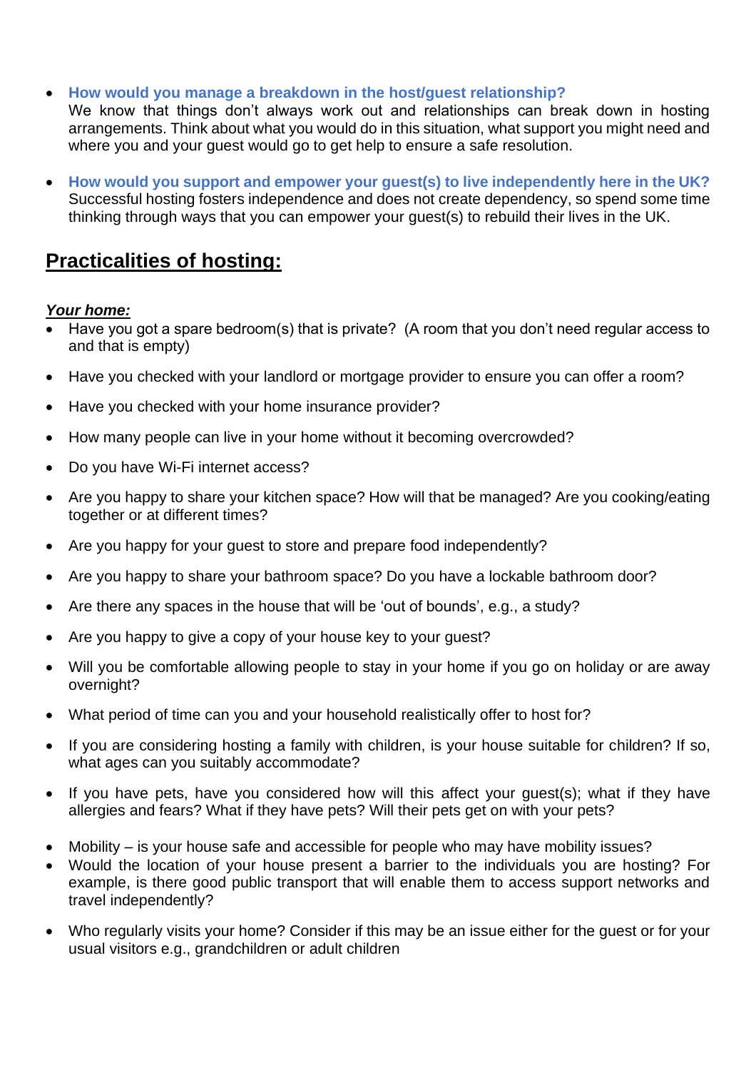- **How would you manage a breakdown in the host/guest relationship?**
  We know that things don't always work out and relationships can break down in hosting arrangements. Think about what you would do in this situation, what support you might need and where you and your guest would go to get help to ensure a safe resolution.

- **How would you support and empower your guest(s) to live independently here in the UK?**
  Successful hosting fosters independence and does not create dependency, so spend some time thinking through ways that you can empower your guest(s) to rebuild their lives in the UK.

## Practicalities of hosting:

***Your home:***

- Have you got a spare bedroom(s) that is private? (A room that you don't need regular access to and that is empty)
- Have you checked with your landlord or mortgage provider to ensure you can offer a room?
- Have you checked with your home insurance provider?
- How many people can live in your home without it becoming overcrowded?
- Do you have Wi-Fi internet access?
- Are you happy to share your kitchen space? How will that be managed? Are you cooking/eating together or at different times?
- Are you happy for your guest to store and prepare food independently?
- Are you happy to share your bathroom space? Do you have a lockable bathroom door?
- Are there any spaces in the house that will be 'out of bounds', e.g., a study?
- Are you happy to give a copy of your house key to your guest?
- Will you be comfortable allowing people to stay in your home if you go on holiday or are away overnight?
- What period of time can you and your household realistically offer to host for?
- If you are considering hosting a family with children, is your house suitable for children? If so, what ages can you suitably accommodate?
- If you have pets, have you considered how will this affect your guest(s); what if they have allergies and fears? What if they have pets? Will their pets get on with your pets?
- Mobility – is your house safe and accessible for people who may have mobility issues?
- Would the location of your house present a barrier to the individuals you are hosting? For example, is there good public transport that will enable them to access support networks and travel independently?
- Who regularly visits your home? Consider if this may be an issue either for the guest or for your usual visitors e.g., grandchildren or adult children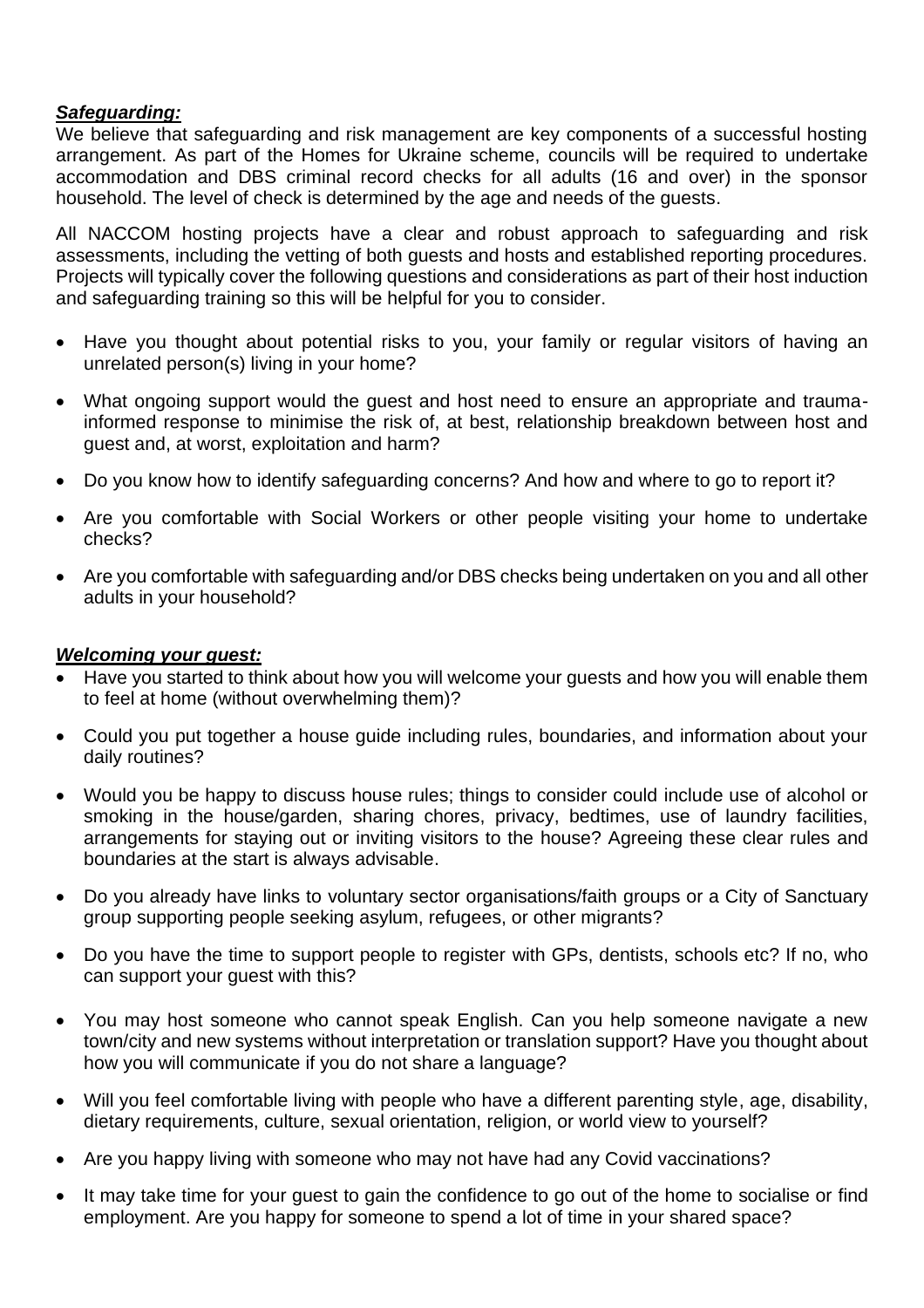***Safeguarding:***

We believe that safeguarding and risk management are key components of a successful hosting arrangement. As part of the Homes for Ukraine scheme, councils will be required to undertake accommodation and DBS criminal record checks for all adults (16 and over) in the sponsor household. The level of check is determined by the age and needs of the guests.

All NACCOM hosting projects have a clear and robust approach to safeguarding and risk assessments, including the vetting of both guests and hosts and established reporting procedures. Projects will typically cover the following questions and considerations as part of their host induction and safeguarding training so this will be helpful for you to consider.

- Have you thought about potential risks to you, your family or regular visitors of having an unrelated person(s) living in your home?
- What ongoing support would the guest and host need to ensure an appropriate and trauma-informed response to minimise the risk of, at best, relationship breakdown between host and guest and, at worst, exploitation and harm?
- Do you know how to identify safeguarding concerns? And how and where to go to report it?
- Are you comfortable with Social Workers or other people visiting your home to undertake checks?
- Are you comfortable with safeguarding and/or DBS checks being undertaken on you and all other adults in your household?

***Welcoming your guest:***

- Have you started to think about how you will welcome your guests and how you will enable them to feel at home (without overwhelming them)?
- Could you put together a house guide including rules, boundaries, and information about your daily routines?
- Would you be happy to discuss house rules; things to consider could include use of alcohol or smoking in the house/garden, sharing chores, privacy, bedtimes, use of laundry facilities, arrangements for staying out or inviting visitors to the house? Agreeing these clear rules and boundaries at the start is always advisable.
- Do you already have links to voluntary sector organisations/faith groups or a City of Sanctuary group supporting people seeking asylum, refugees, or other migrants?
- Do you have the time to support people to register with GPs, dentists, schools etc? If no, who can support your guest with this?
- You may host someone who cannot speak English. Can you help someone navigate a new town/city and new systems without interpretation or translation support? Have you thought about how you will communicate if you do not share a language?
- Will you feel comfortable living with people who have a different parenting style, age, disability, dietary requirements, culture, sexual orientation, religion, or world view to yourself?
- Are you happy living with someone who may not have had any Covid vaccinations?
- It may take time for your guest to gain the confidence to go out of the home to socialise or find employment. Are you happy for someone to spend a lot of time in your shared space?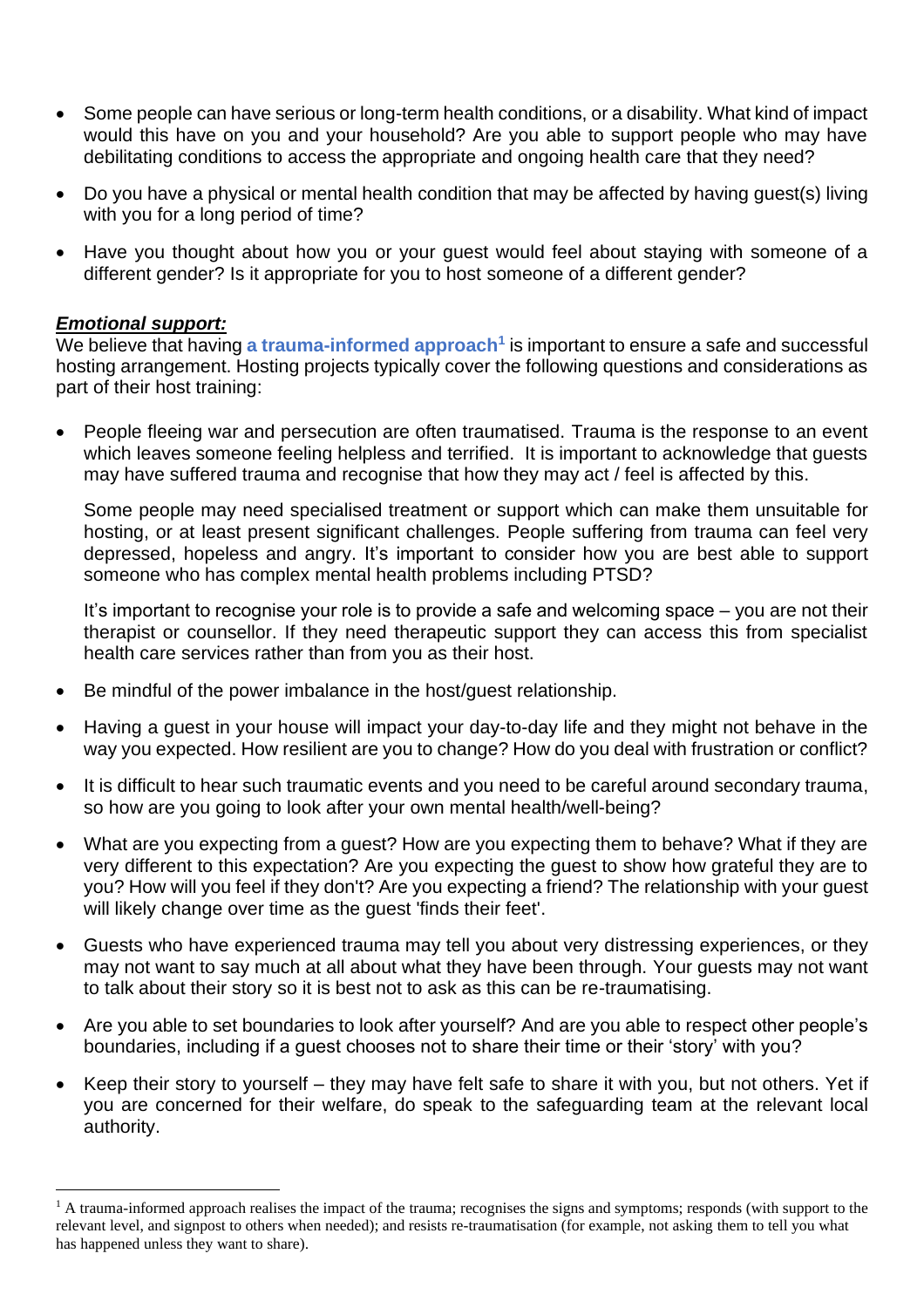- Some people can have serious or long-term health conditions, or a disability. What kind of impact would this have on you and your household? Are you able to support people who may have debilitating conditions to access the appropriate and ongoing health care that they need?

- Do you have a physical or mental health condition that may be affected by having guest(s) living with you for a long period of time?

- Have you thought about how you or your guest would feel about staying with someone of a different gender? Is it appropriate for you to host someone of a different gender?

***Emotional support:***

We believe that having **a trauma-informed approach**[1] is important to ensure a safe and successful hosting arrangement. Hosting projects typically cover the following questions and considerations as part of their host training:

- People fleeing war and persecution are often traumatised. Trauma is the response to an event which leaves someone feeling helpless and terrified. It is important to acknowledge that guests may have suffered trauma and recognise that how they may act / feel is affected by this.

  Some people may need specialised treatment or support which can make them unsuitable for hosting, or at least present significant challenges. People suffering from trauma can feel very depressed, hopeless and angry. It's important to consider how you are best able to support someone who has complex mental health problems including PTSD?

  It's important to recognise your role is to provide a safe and welcoming space – you are not their therapist or counsellor. If they need therapeutic support they can access this from specialist health care services rather than from you as their host.

- Be mindful of the power imbalance in the host/guest relationship.

- Having a guest in your house will impact your day-to-day life and they might not behave in the way you expected. How resilient are you to change? How do you deal with frustration or conflict?

- It is difficult to hear such traumatic events and you need to be careful around secondary trauma, so how are you going to look after your own mental health/well-being?

- What are you expecting from a guest? How are you expecting them to behave? What if they are very different to this expectation? Are you expecting the guest to show how grateful they are to you? How will you feel if they don't? Are you expecting a friend? The relationship with your guest will likely change over time as the guest 'finds their feet'.

- Guests who have experienced trauma may tell you about very distressing experiences, or they may not want to say much at all about what they have been through. Your guests may not want to talk about their story so it is best not to ask as this can be re-traumatising.

- Are you able to set boundaries to look after yourself? And are you able to respect other people's boundaries, including if a guest chooses not to share their time or their 'story' with you?

- Keep their story to yourself – they may have felt safe to share it with you, but not others. Yet if you are concerned for their welfare, do speak to the safeguarding team at the relevant local authority.

---

[1] A trauma-informed approach realises the impact of the trauma; recognises the signs and symptoms; responds (with support to the relevant level, and signpost to others when needed); and resists re-traumatisation (for example, not asking them to tell you what has happened unless they want to share).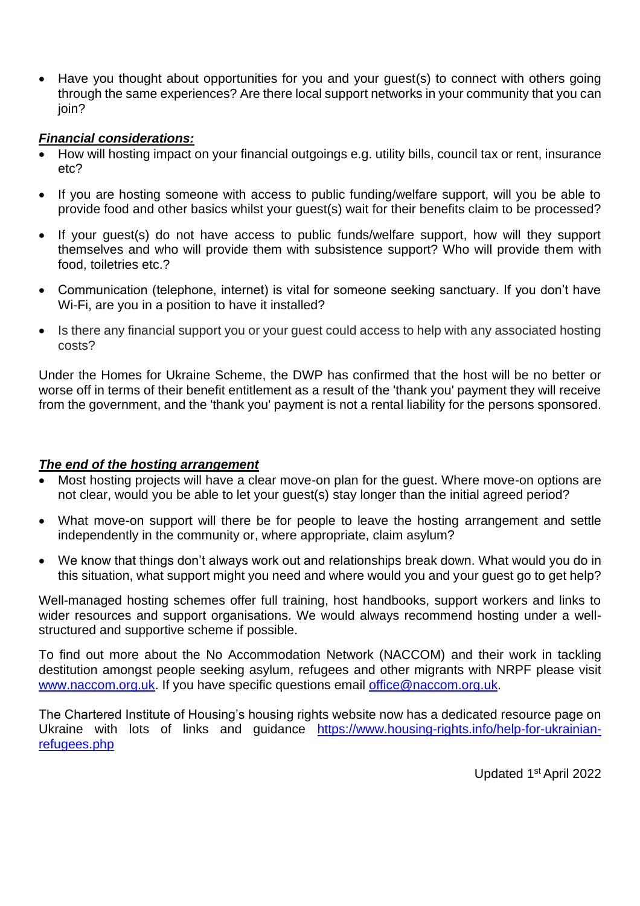- Have you thought about opportunities for you and your guest(s) to connect with others going through the same experiences? Are there local support networks in your community that you can join?

***Financial considerations:***

- How will hosting impact on your financial outgoings e.g. utility bills, council tax or rent, insurance etc?
- If you are hosting someone with access to public funding/welfare support, will you be able to provide food and other basics whilst your guest(s) wait for their benefits claim to be processed?
- If your guest(s) do not have access to public funds/welfare support, how will they support themselves and who will provide them with subsistence support? Who will provide them with food, toiletries etc.?
- Communication (telephone, internet) is vital for someone seeking sanctuary. If you don't have Wi-Fi, are you in a position to have it installed?
- Is there any financial support you or your guest could access to help with any associated hosting costs?

Under the Homes for Ukraine Scheme, the DWP has confirmed that the host will be no better or worse off in terms of their benefit entitlement as a result of the 'thank you' payment they will receive from the government, and the 'thank you' payment is not a rental liability for the persons sponsored.

***The end of the hosting arrangement***

- Most hosting projects will have a clear move-on plan for the guest. Where move-on options are not clear, would you be able to let your guest(s) stay longer than the initial agreed period?
- What move-on support will there be for people to leave the hosting arrangement and settle independently in the community or, where appropriate, claim asylum?
- We know that things don't always work out and relationships break down. What would you do in this situation, what support might you need and where would you and your guest go to get help?

Well-managed hosting schemes offer full training, host handbooks, support workers and links to wider resources and support organisations. We would always recommend hosting under a well-structured and supportive scheme if possible.

To find out more about the No Accommodation Network (NACCOM) and their work in tackling destitution amongst people seeking asylum, refugees and other migrants with NRPF please visit [www.naccom.org.uk](http://www.naccom.org.uk). If you have specific questions email [office@naccom.org.uk](mailto:office@naccom.org.uk).

The Chartered Institute of Housing's housing rights website now has a dedicated resource page on Ukraine with lots of links and guidance [https://www.housing-rights.info/help-for-ukrainian-refugees.php](https://www.housing-rights.info/help-for-ukrainian-refugees.php)

Updated 1st April 2022